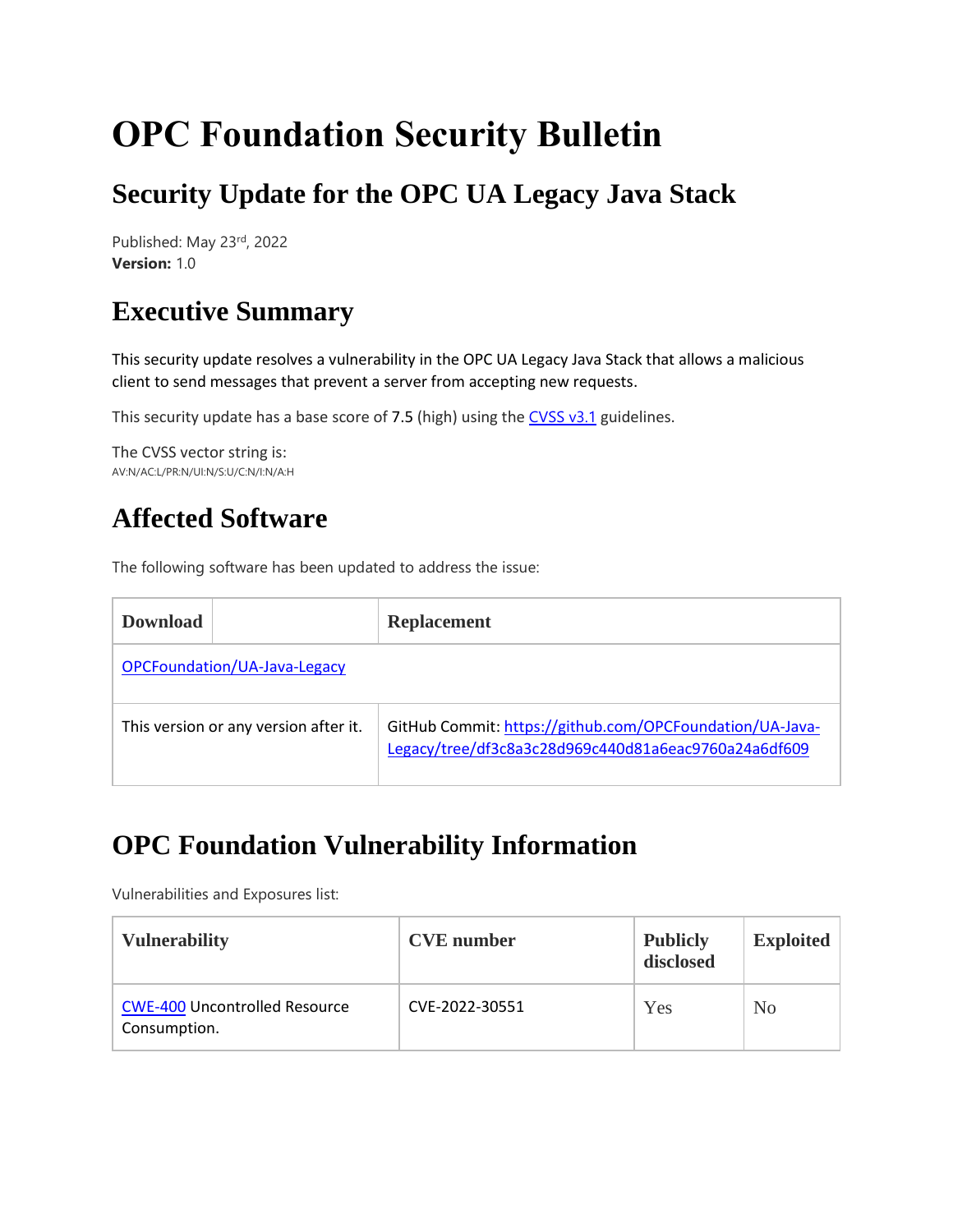# OPC Foundation Security Bulletin

## Security Update for the OPC UA Legacy Java Stack

Published: May 23rd, 2022
**Version:** 1.0

## Executive Summary

This security update resolves a vulnerability in the OPC UA Legacy Java Stack that allows a malicious client to send messages that prevent a server from accepting new requests.

This security update has a base score of 7.5 (high) using the CVSS v3.1 guidelines.

The CVSS vector string is:
AV:N/AC:L/PR:N/UI:N/S:U/C:N/I:N/A:H

## Affected Software

The following software has been updated to address the issue:

| Download | | Replacement |
|---|---|---|
| OPCFoundation/UA-Java-Legacy | | |
| This version or any version after it. | | GitHub Commit: https://github.com/OPCFoundation/UA-Java-Legacy/tree/df3c8a3c28d969c440d81a6eac9760a24a6df609 |

## OPC Foundation Vulnerability Information

Vulnerabilities and Exposures list:

| Vulnerability | CVE number | Publicly disclosed | Exploited |
|---|---|---|---|
| CWE-400 Uncontrolled Resource Consumption. | CVE-2022-30551 | Yes | No |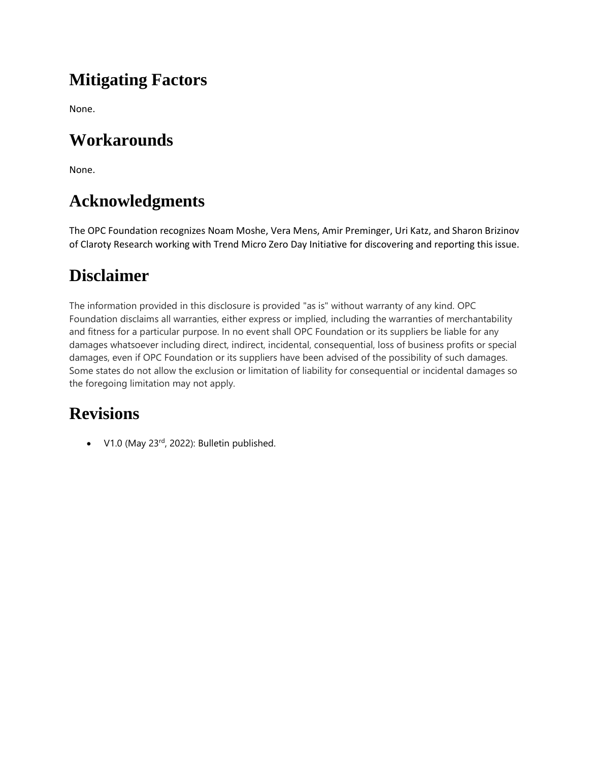# Mitigating Factors

None.

# Workarounds

None.

# Acknowledgments

The OPC Foundation recognizes Noam Moshe, Vera Mens, Amir Preminger, Uri Katz, and Sharon Brizinov of Claroty Research working with Trend Micro Zero Day Initiative for discovering and reporting this issue.

# Disclaimer

The information provided in this disclosure is provided "as is" without warranty of any kind. OPC Foundation disclaims all warranties, either express or implied, including the warranties of merchantability and fitness for a particular purpose. In no event shall OPC Foundation or its suppliers be liable for any damages whatsoever including direct, indirect, incidental, consequential, loss of business profits or special damages, even if OPC Foundation or its suppliers have been advised of the possibility of such damages. Some states do not allow the exclusion or limitation of liability for consequential or incidental damages so the foregoing limitation may not apply.

# Revisions

- V1.0 (May 23rd, 2022): Bulletin published.